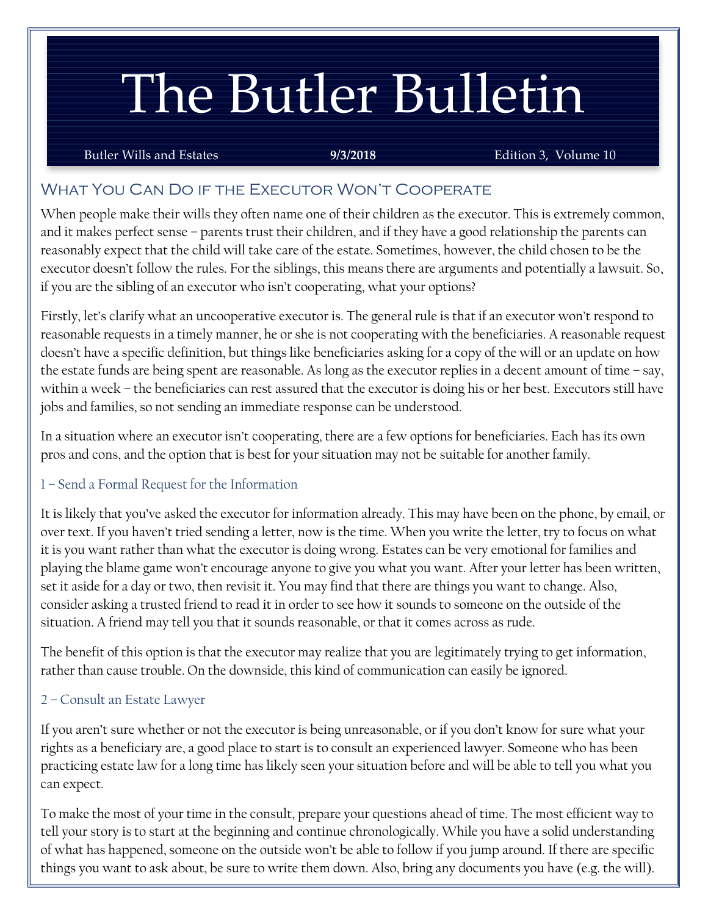# The Butler Bulletin

Butler Wills and Estates **9/3/2018** Edition 3, Volume 10

## What You Can Do if the Executor Won't Cooperate

When people make their wills they often name one of their children as the executor. This is extremely common, and it makes perfect sense – parents trust their children, and if they have a good relationship the parents can reasonably expect that the child will take care of the estate. Sometimes, however, the child chosen to be the executor doesn't follow the rules. For the siblings, this means there are arguments and potentially a lawsuit. So, if you are the sibling of an executor who isn't cooperating, what your options?

Firstly, let's clarify what an uncooperative executor is. The general rule is that if an executor won't respond to reasonable requests in a timely manner, he or she is not cooperating with the beneficiaries. A reasonable request doesn't have a specific definition, but things like beneficiaries asking for a copy of the will or an update on how the estate funds are being spent are reasonable. As long as the executor replies in a decent amount of time – say, within a week – the beneficiaries can rest assured that the executor is doing his or her best. Executors still have jobs and families, so not sending an immediate response can be understood.

In a situation where an executor isn't cooperating, there are a few options for beneficiaries. Each has its own pros and cons, and the option that is best for your situation may not be suitable for another family.

### 1 – Send a Formal Request for the Information

It is likely that you've asked the executor for information already. This may have been on the phone, by email, or over text. If you haven't tried sending a letter, now is the time. When you write the letter, try to focus on what it is you want rather than what the executor is doing wrong. Estates can be very emotional for families and playing the blame game won't encourage anyone to give you what you want. After your letter has been written, set it aside for a day or two, then revisit it. You may find that there are things you want to change. Also, consider asking a trusted friend to read it in order to see how it sounds to someone on the outside of the situation. A friend may tell you that it sounds reasonable, or that it comes across as rude.

The benefit of this option is that the executor may realize that you are legitimately trying to get information, rather than cause trouble. On the downside, this kind of communication can easily be ignored.

### 2 – Consult an Estate Lawyer

If you aren't sure whether or not the executor is being unreasonable, or if you don't know for sure what your rights as a beneficiary are, a good place to start is to consult an experienced lawyer. Someone who has been practicing estate law for a long time has likely seen your situation before and will be able to tell you what you can expect.

To make the most of your time in the consult, prepare your questions ahead of time. The most efficient way to tell your story is to start at the beginning and continue chronologically. While you have a solid understanding of what has happened, someone on the outside won't be able to follow if you jump around. If there are specific things you want to ask about, be sure to write them down. Also, bring any documents you have (e.g. the will).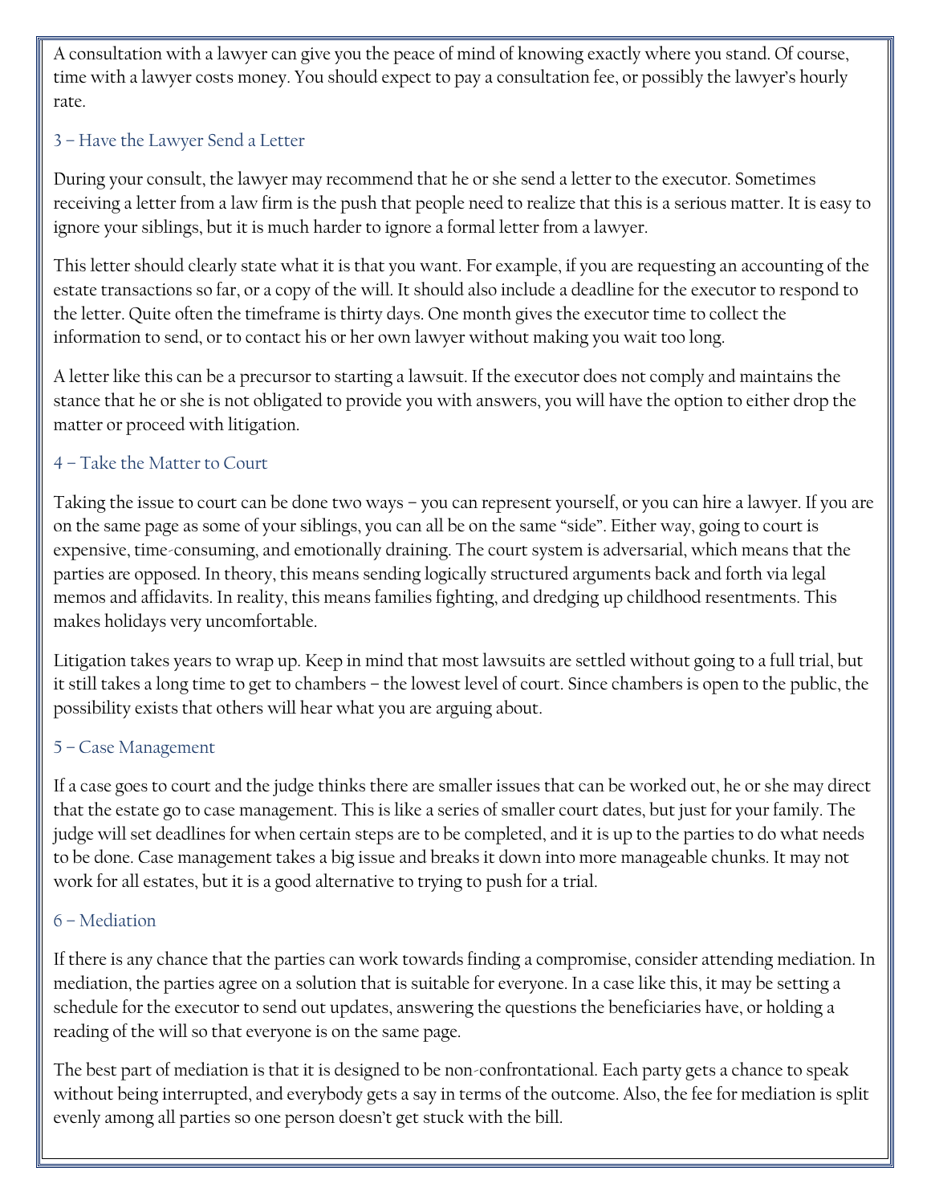A consultation with a lawyer can give you the peace of mind of knowing exactly where you stand. Of course, time with a lawyer costs money. You should expect to pay a consultation fee, or possibly the lawyer's hourly rate.

### 3 – Have the Lawyer Send a Letter

During your consult, the lawyer may recommend that he or she send a letter to the executor. Sometimes receiving a letter from a law firm is the push that people need to realize that this is a serious matter. It is easy to ignore your siblings, but it is much harder to ignore a formal letter from a lawyer.

This letter should clearly state what it is that you want. For example, if you are requesting an accounting of the estate transactions so far, or a copy of the will. It should also include a deadline for the executor to respond to the letter. Quite often the timeframe is thirty days. One month gives the executor time to collect the information to send, or to contact his or her own lawyer without making you wait too long.

A letter like this can be a precursor to starting a lawsuit. If the executor does not comply and maintains the stance that he or she is not obligated to provide you with answers, you will have the option to either drop the matter or proceed with litigation.

### 4 – Take the Matter to Court

Taking the issue to court can be done two ways – you can represent yourself, or you can hire a lawyer. If you are on the same page as some of your siblings, you can all be on the same "side". Either way, going to court is expensive, time-consuming, and emotionally draining. The court system is adversarial, which means that the parties are opposed. In theory, this means sending logically structured arguments back and forth via legal memos and affidavits. In reality, this means families fighting, and dredging up childhood resentments. This makes holidays very uncomfortable.

Litigation takes years to wrap up. Keep in mind that most lawsuits are settled without going to a full trial, but it still takes a long time to get to chambers – the lowest level of court. Since chambers is open to the public, the possibility exists that others will hear what you are arguing about.

### 5 – Case Management

If a case goes to court and the judge thinks there are smaller issues that can be worked out, he or she may direct that the estate go to case management. This is like a series of smaller court dates, but just for your family. The judge will set deadlines for when certain steps are to be completed, and it is up to the parties to do what needs to be done. Case management takes a big issue and breaks it down into more manageable chunks. It may not work for all estates, but it is a good alternative to trying to push for a trial.

### 6 – Mediation

If there is any chance that the parties can work towards finding a compromise, consider attending mediation. In mediation, the parties agree on a solution that is suitable for everyone. In a case like this, it may be setting a schedule for the executor to send out updates, answering the questions the beneficiaries have, or holding a reading of the will so that everyone is on the same page.

The best part of mediation is that it is designed to be non-confrontational. Each party gets a chance to speak without being interrupted, and everybody gets a say in terms of the outcome. Also, the fee for mediation is split evenly among all parties so one person doesn't get stuck with the bill.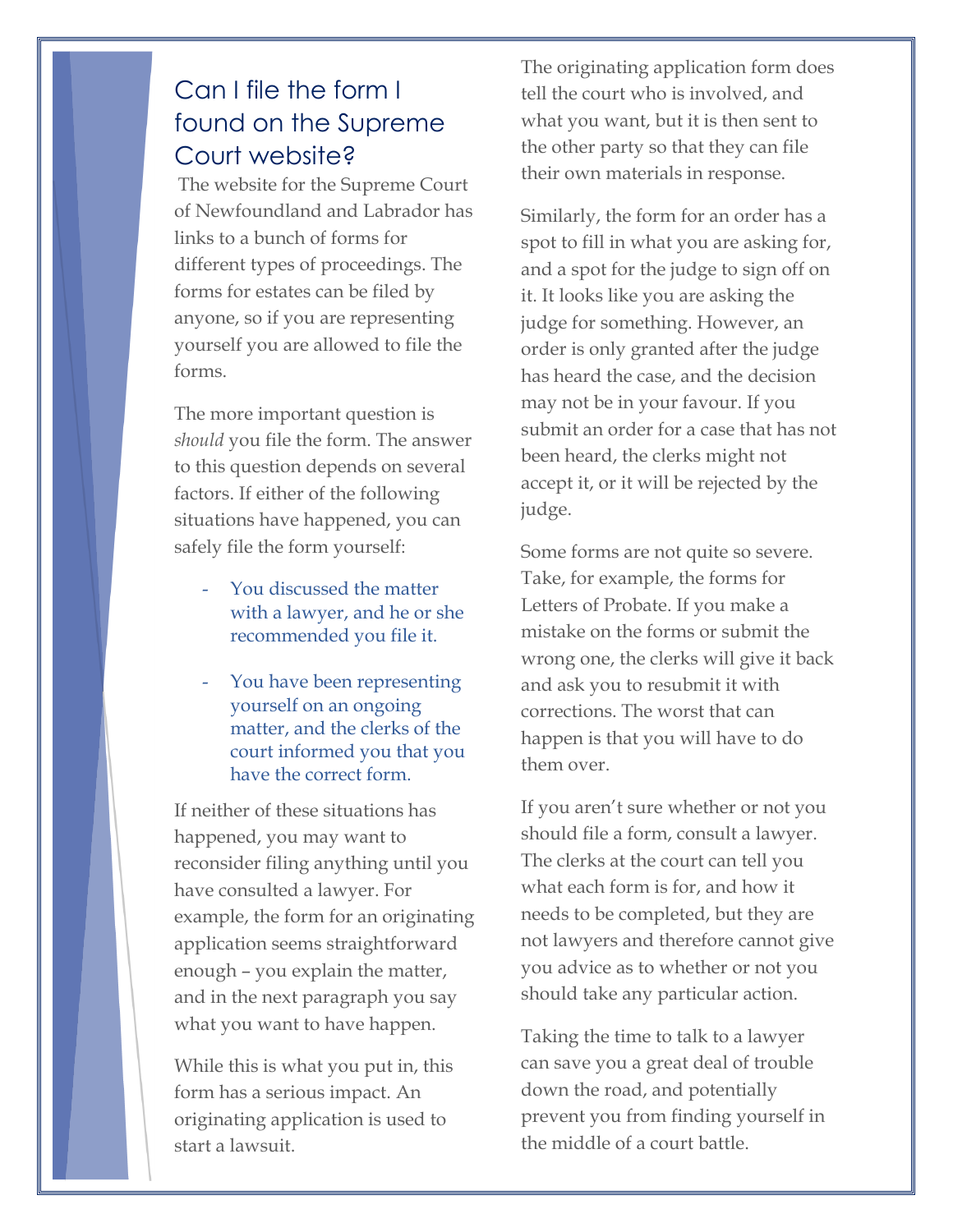## Can I file the form I found on the Supreme Court website?

The website for the Supreme Court of Newfoundland and Labrador has links to a bunch of forms for different types of proceedings. The forms for estates can be filed by anyone, so if you are representing yourself you are allowed to file the forms.

The more important question is *should* you file the form. The answer to this question depends on several factors. If either of the following situations have happened, you can safely file the form yourself:

- You discussed the matter with a lawyer, and he or she recommended you file it.
- You have been representing yourself on an ongoing matter, and the clerks of the court informed you that you have the correct form.

If neither of these situations has happened, you may want to reconsider filing anything until you have consulted a lawyer. For example, the form for an originating application seems straightforward enough – you explain the matter, and in the next paragraph you say what you want to have happen.

While this is what you put in, this form has a serious impact. An originating application is used to start a lawsuit.

The originating application form does tell the court who is involved, and what you want, but it is then sent to the other party so that they can file their own materials in response.

Similarly, the form for an order has a spot to fill in what you are asking for, and a spot for the judge to sign off on it. It looks like you are asking the judge for something. However, an order is only granted after the judge has heard the case, and the decision may not be in your favour. If you submit an order for a case that has not been heard, the clerks might not accept it, or it will be rejected by the judge.

Some forms are not quite so severe. Take, for example, the forms for Letters of Probate. If you make a mistake on the forms or submit the wrong one, the clerks will give it back and ask you to resubmit it with corrections. The worst that can happen is that you will have to do them over.

If you aren't sure whether or not you should file a form, consult a lawyer. The clerks at the court can tell you what each form is for, and how it needs to be completed, but they are not lawyers and therefore cannot give you advice as to whether or not you should take any particular action.

Taking the time to talk to a lawyer can save you a great deal of trouble down the road, and potentially prevent you from finding yourself in the middle of a court battle.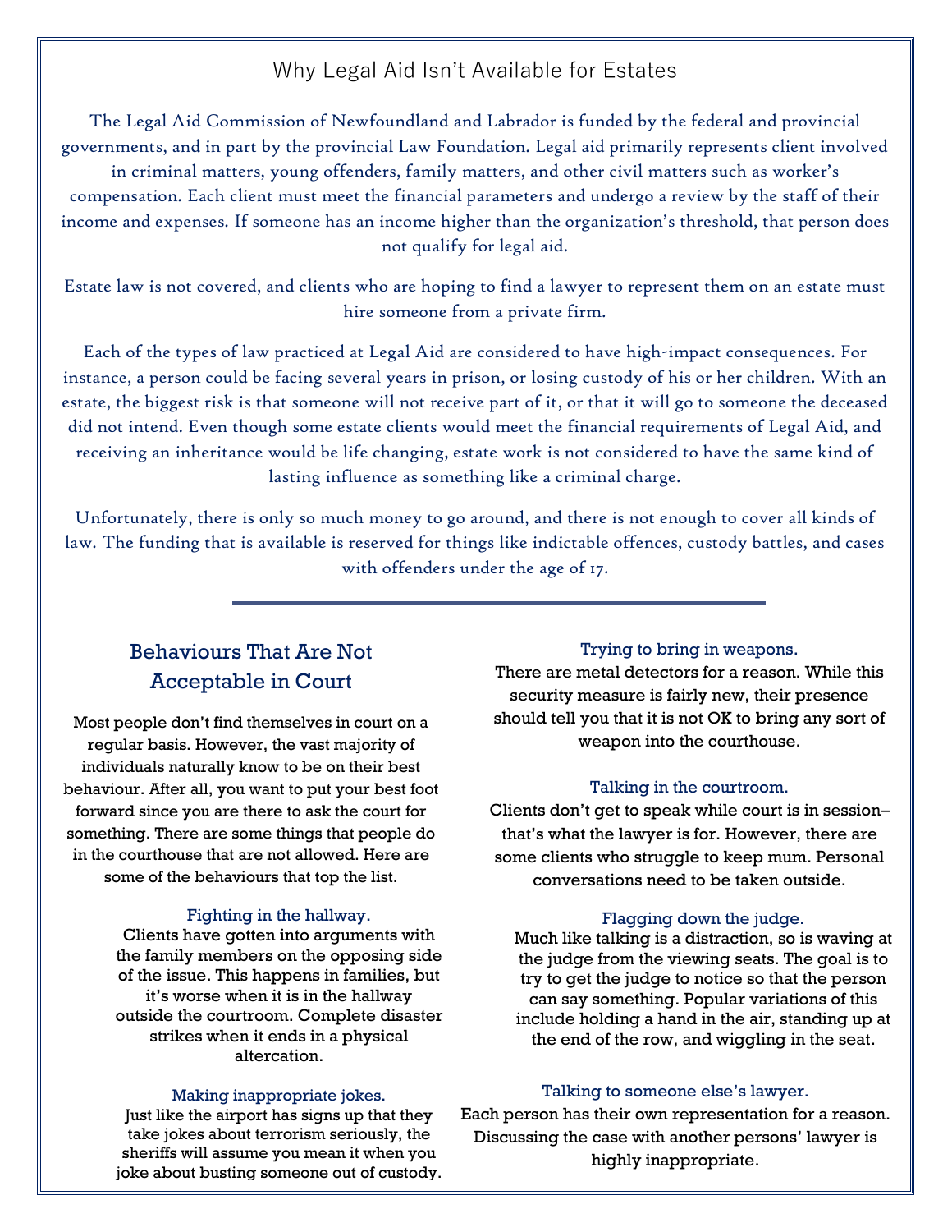# Why Legal Aid Isn't Available for Estates

The Legal Aid Commission of Newfoundland and Labrador is funded by the federal and provincial governments, and in part by the provincial Law Foundation. Legal aid primarily represents client involved in criminal matters, young offenders, family matters, and other civil matters such as worker's compensation. Each client must meet the financial parameters and undergo a review by the staff of their income and expenses. If someone has an income higher than the organization's threshold, that person does not qualify for legal aid.

Estate law is not covered, and clients who are hoping to find a lawyer to represent them on an estate must hire someone from a private firm.

Each of the types of law practiced at Legal Aid are considered to have high-impact consequences. For instance, a person could be facing several years in prison, or losing custody of his or her children. With an estate, the biggest risk is that someone will not receive part of it, or that it will go to someone the deceased did not intend. Even though some estate clients would meet the financial requirements of Legal Aid, and receiving an inheritance would be life changing, estate work is not considered to have the same kind of lasting influence as something like a criminal charge.

Unfortunately, there is only so much money to go around, and there is not enough to cover all kinds of law. The funding that is available is reserved for things like indictable offences, custody battles, and cases with offenders under the age of 17.

---

## Behaviours That Are Not Acceptable in Court

Most people don't find themselves in court on a regular basis. However, the vast majority of individuals naturally know to be on their best behaviour. After all, you want to put your best foot forward since you are there to ask the court for something. There are some things that people do in the courthouse that are not allowed. Here are some of the behaviours that top the list.

### Fighting in the hallway.

Clients have gotten into arguments with the family members on the opposing side of the issue. This happens in families, but it's worse when it is in the hallway outside the courtroom. Complete disaster strikes when it ends in a physical altercation.

### Making inappropriate jokes.

Just like the airport has signs up that they take jokes about terrorism seriously, the sheriffs will assume you mean it when you joke about busting someone out of custody.

### Trying to bring in weapons.

There are metal detectors for a reason. While this security measure is fairly new, their presence should tell you that it is not OK to bring any sort of weapon into the courthouse.

### Talking in the courtroom.

Clients don't get to speak while court is in session– that's what the lawyer is for. However, there are some clients who struggle to keep mum. Personal conversations need to be taken outside.

### Flagging down the judge.

Much like talking is a distraction, so is waving at the judge from the viewing seats. The goal is to try to get the judge to notice so that the person can say something. Popular variations of this include holding a hand in the air, standing up at the end of the row, and wiggling in the seat.

### Talking to someone else's lawyer.

Each person has their own representation for a reason. Discussing the case with another persons' lawyer is highly inappropriate.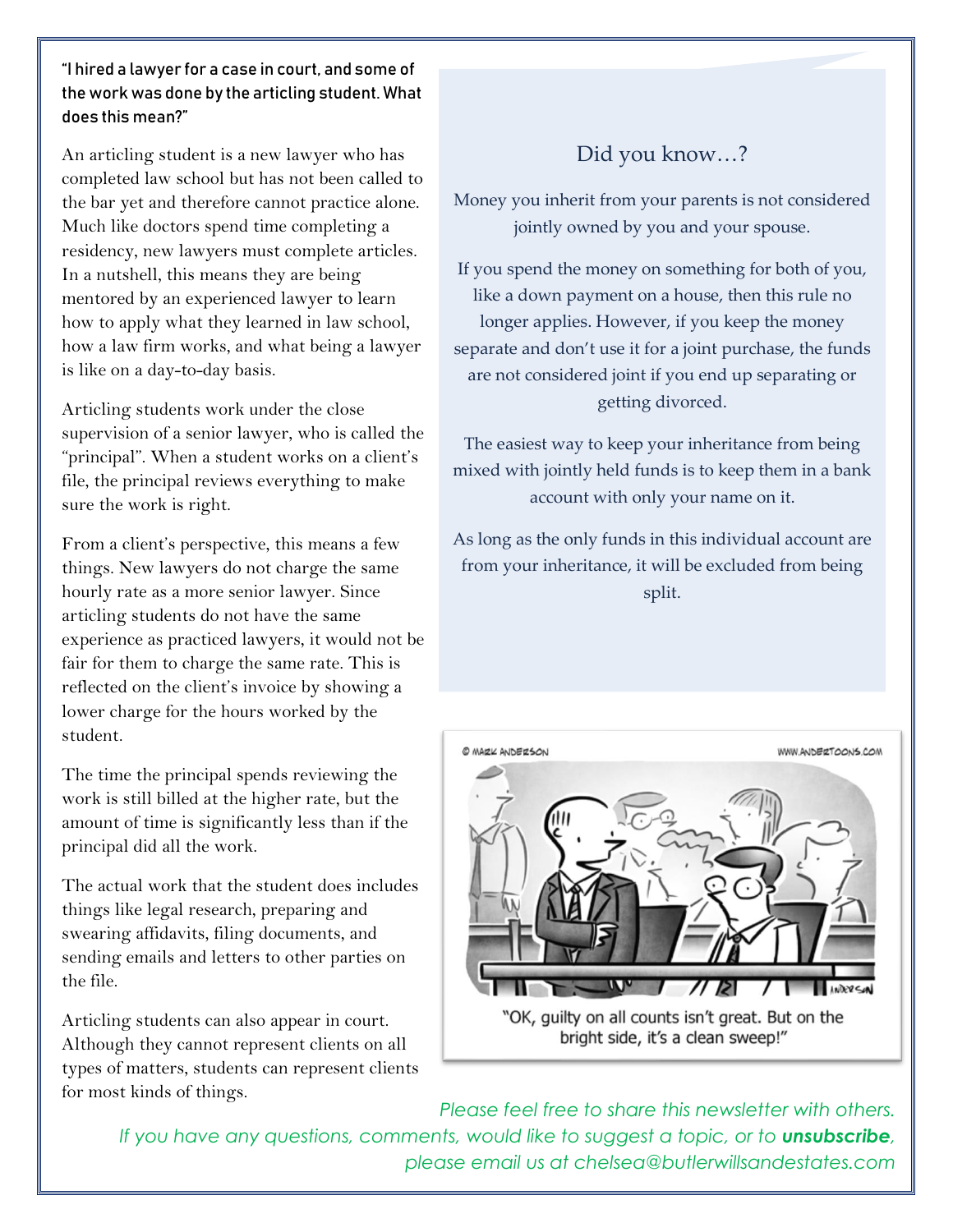**"I hired a lawyer for a case in court, and some of the work was done by the articling student. What does this mean?"**

An articling student is a new lawyer who has completed law school but has not been called to the bar yet and therefore cannot practice alone. Much like doctors spend time completing a residency, new lawyers must complete articles. In a nutshell, this means they are being mentored by an experienced lawyer to learn how to apply what they learned in law school, how a law firm works, and what being a lawyer is like on a day-to-day basis.

Articling students work under the close supervision of a senior lawyer, who is called the "principal". When a student works on a client's file, the principal reviews everything to make sure the work is right.

From a client's perspective, this means a few things. New lawyers do not charge the same hourly rate as a more senior lawyer. Since articling students do not have the same experience as practiced lawyers, it would not be fair for them to charge the same rate. This is reflected on the client's invoice by showing a lower charge for the hours worked by the student.

The time the principal spends reviewing the work is still billed at the higher rate, but the amount of time is significantly less than if the principal did all the work.

The actual work that the student does includes things like legal research, preparing and swearing affidavits, filing documents, and sending emails and letters to other parties on the file.

Articling students can also appear in court. Although they cannot represent clients on all types of matters, students can represent clients for most kinds of things.

## Did you know…?

Money you inherit from your parents is not considered jointly owned by you and your spouse.

If you spend the money on something for both of you, like a down payment on a house, then this rule no longer applies. However, if you keep the money separate and don't use it for a joint purchase, the funds are not considered joint if you end up separating or getting divorced.

The easiest way to keep your inheritance from being mixed with jointly held funds is to keep them in a bank account with only your name on it.

As long as the only funds in this individual account are from your inheritance, it will be excluded from being split.

© MARK ANDERSON WWW.ANDERTOONS.COM

"OK, guilty on all counts isn't great. But on the bright side, it's a clean sweep!"

*Please feel free to share this newsletter with others.*
*If you have any questions, comments, would like to suggest a topic, or to* ***unsubscribe****, please email us at chelsea@butlerwillsandestates.com*